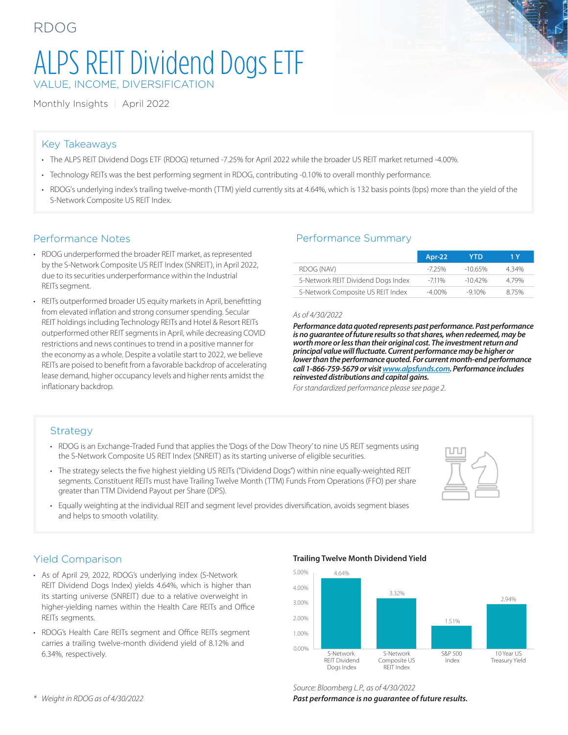RDOG

# ALPS REIT Dividend Dogs ETF

VALUE, INCOME, DIVERSIFICATION

Monthly Insights | April 2022

## Key Takeaways

- The ALPS REIT Dividend Dogs ETF (RDOG) returned -7.25% for April 2022 while the broader US REIT market returned -4.00%.
- Technology REITs was the best performing segment in RDOG, contributing -0.10% to overall monthly performance.
- RDOG's underlying index's trailing twelve-month (TTM) yield currently sits at 4.64%, which is 132 basis points (bps) more than the yield of the S-Network Composite US REIT Index.

## Performance Notes

- RDOG underperformed the broader REIT market, as represented by the S-Network Composite US REIT Index (SNREIT), in April 2022, due to its securities underperformance within the Industrial REITs segment.
- REITs outperformed broader US equity markets in April, benefitting from elevated inflation and strong consumer spending. Secular REIT holdings including Technology REITs and Hotel & Resort REITs outperformed other REIT segments in April, while decreasing COVID restrictions and news continues to trend in a positive manner for the economy as a whole. Despite a volatile start to 2022, we believe REITs are poised to benefit from a favorable backdrop of accelerating lease demand, higher occupancy levels and higher rents amidst the inflationary backdrop.

## Performance Summary

| | Apr-22 | YTD | 1 Y |
|---|---|---|---|
| RDOG (NAV) | -7.25% | -10.65% | 4.34% |
| S-Network REIT Dividend Dogs Index | -7.11% | -10.42% | 4.79% |
| S-Network Composite US REIT Index | -4.00% | -9.10% | 8.75% |

*As of 4/30/2022*

***Performance data quoted represents past performance. Past performance is no guarantee of future results so that shares, when redeemed, may be worth more or less than their original cost. The investment return and principal value will fluctuate. Current performance may be higher or lower than the performance quoted. For current month-end performance call 1-866-759-5679 or visit www.alpsfunds.com. Performance includes reinvested distributions and capital gains.***

*For standardized performance please see page 2.*

## Strategy

- RDOG is an Exchange-Traded Fund that applies the 'Dogs of the Dow Theory' to nine US REIT segments using the S-Network Composite US REIT Index (SNREIT) as its starting universe of eligible securities.
- The strategy selects the five highest yielding US REITs ("Dividend Dogs") within nine equally-weighted REIT segments. Constituent REITs must have Trailing Twelve Month (TTM) Funds From Operations (FFO) per share greater than TTM Dividend Payout per Share (DPS).
- Equally weighting at the individual REIT and segment level provides diversification, avoids segment biases and helps to smooth volatility.

## Yield Comparison

- As of April 29, 2022, RDOG's underlying index (S-Network REIT Dividend Dogs Index) yields 4.64%, which is higher than its starting universe (SNREIT) due to a relative overweight in higher-yielding names within the Health Care REITs and Office REITs segments.
- RDOG's Health Care REITs segment and Office REITs segment carries a trailing twelve-month dividend yield of 8.12% and 6.34%, respectively.

**Trailing Twelve Month Dividend Yield**

| | Yield |
|---|---|
| S-Network REIT Dividend Dogs Index | 4.64% |
| S-Network Composite US REIT Index | 3.32% |
| S&P 500 Index | 1.51% |
| 10 Year US Treasury Yield | 2.94% |

*Source: Bloomberg L.P., as of 4/30/2022*

***Past performance is no guarantee of future results.***

\* *Weight in RDOG as of 4/30/2022*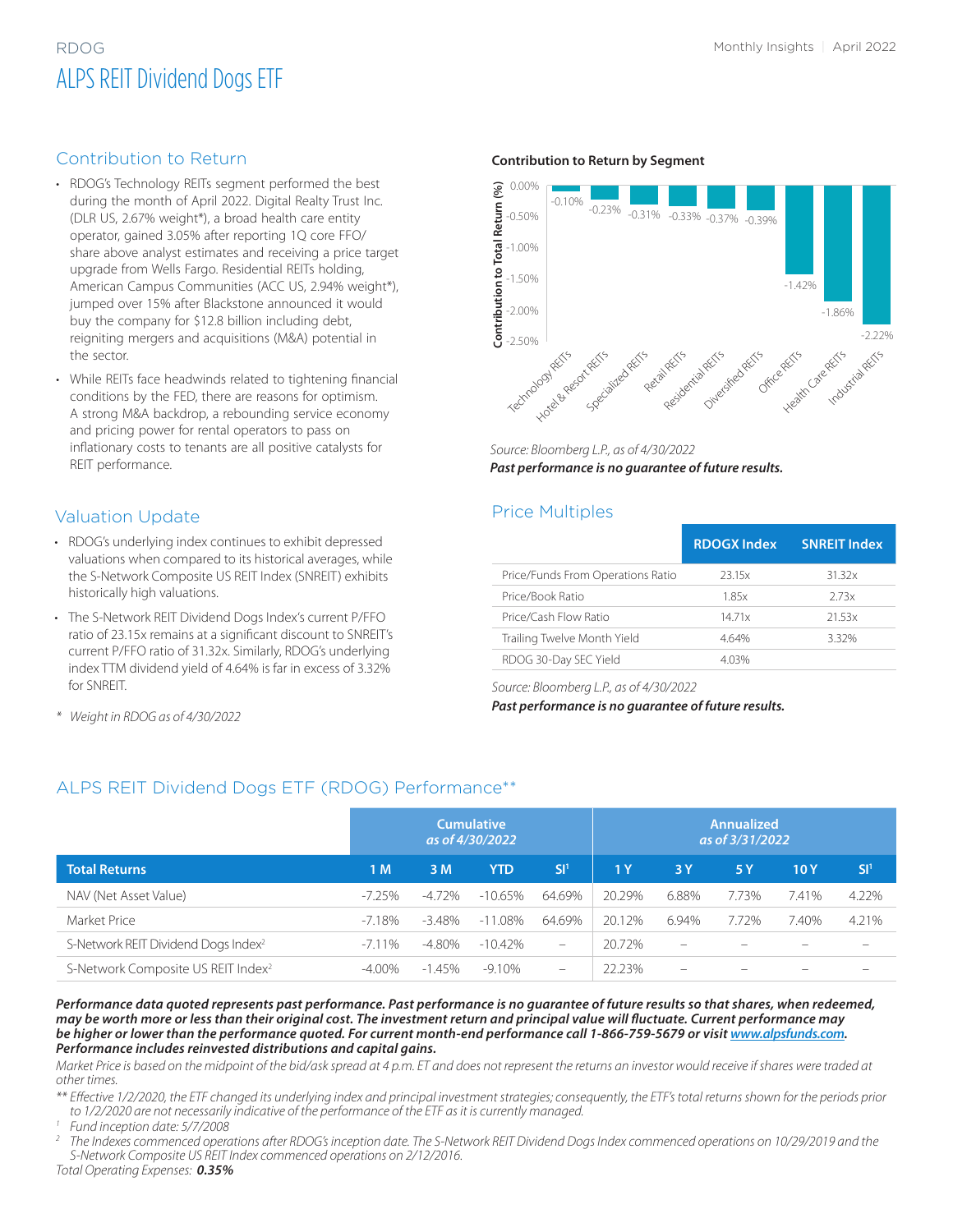# RDOG
## ALPS REIT Dividend Dogs ETF

Monthly Insights | April 2022

## Contribution to Return

- RDOG's Technology REITs segment performed the best during the month of April 2022. Digital Realty Trust Inc. (DLR US, 2.67% weight*), a broad health care entity operator, gained 3.05% after reporting 1Q core FFO/share above analyst estimates and receiving a price target upgrade from Wells Fargo. Residential REITs holding, American Campus Communities (ACC US, 2.94% weight*), jumped over 15% after Blackstone announced it would buy the company for $12.8 billion including debt, reigniting mergers and acquisitions (M&A) potential in the sector.
- While REITs face headwinds related to tightening financial conditions by the FED, there are reasons for optimism. A strong M&A backdrop, a rebounding service economy and pricing power for rental operators to pass on inflationary costs to tenants are all positive catalysts for REIT performance.

**Contribution to Return by Segment**

| Segment | Contribution to Total Return (%) |
|---|---|
| Technology REITs | -0.10% |
| Hotel & Resort REITs | -0.23% |
| Specialized REITs | -0.31% |
| Retail REITs | -0.33% |
| Residential REITs | -0.37% |
| Diversified REITs | -0.39% |
| Office REITs | -1.42% |
| Health Care REITs | -1.86% |
| Industrial REITs | -2.22% |

*Source: Bloomberg L.P., as of 4/30/2022*

***Past performance is no guarantee of future results.***

## Valuation Update

- RDOG's underlying index continues to exhibit depressed valuations when compared to its historical averages, while the S-Network Composite US REIT Index (SNREIT) exhibits historically high valuations.
- The S-Network REIT Dividend Dogs Index's current P/FFO ratio of 23.15x remains at a significant discount to SNREIT's current P/FFO ratio of 31.32x. Similarly, RDOG's underlying index TTM dividend yield of 4.64% is far in excess of 3.32% for SNREIT.

\* *Weight in RDOG as of 4/30/2022*

## Price Multiples

| | RDOGX Index | SNREIT Index |
|---|---|---|
| Price/Funds From Operations Ratio | 23.15x | 31.32x |
| Price/Book Ratio | 1.85x | 2.73x |
| Price/Cash Flow Ratio | 14.71x | 21.53x |
| Trailing Twelve Month Yield | 4.64% | 3.32% |
| RDOG 30-Day SEC Yield | 4.03% | |

*Source: Bloomberg L.P., as of 4/30/2022*

***Past performance is no guarantee of future results.***

## ALPS REIT Dividend Dogs ETF (RDOG) Performance**

| | Cumulative *as of 4/30/2022* | | | | Annualized *as of 3/31/2022* | | | | |
|---|---|---|---|---|---|---|---|---|---|
| **Total Returns** | **1 M** | **3 M** | **YTD** | **SI[1]** | **1 Y** | **3 Y** | **5 Y** | **10 Y** | **SI[1]** |
| NAV (Net Asset Value) | -7.25% | -4.72% | -10.65% | 64.69% | 20.29% | 6.88% | 7.73% | 7.41% | 4.22% |
| Market Price | -7.18% | -3.48% | -11.08% | 64.69% | 20.12% | 6.94% | 7.72% | 7.40% | 4.21% |
| S-Network REIT Dividend Dogs Index[2] | -7.11% | -4.80% | -10.42% | – | 20.72% | – | – | – | – |
| S-Network Composite US REIT Index[2] | -4.00% | -1.45% | -9.10% | – | 22.23% | – | – | – | – |

***Performance data quoted represents past performance. Past performance is no guarantee of future results so that shares, when redeemed, may be worth more or less than their original cost. The investment return and principal value will fluctuate. Current performance may be higher or lower than the performance quoted. For current month-end performance call 1-866-759-5679 or visit www.alpsfunds.com. Performance includes reinvested distributions and capital gains.***

*Market Price is based on the midpoint of the bid/ask spread at 4 p.m. ET and does not represent the returns an investor would receive if shares were traded at other times.*

*\*\* Effective 1/2/2020, the ETF changed its underlying index and principal investment strategies; consequently, the ETF's total returns shown for the periods prior to 1/2/2020 are not necessarily indicative of the performance of the ETF as it is currently managed.*

*[1] Fund inception date: 5/7/2008*

*[2] The Indexes commenced operations after RDOG's inception date. The S-Network REIT Dividend Dogs Index commenced operations on 10/29/2019 and the S-Network Composite US REIT Index commenced operations on 2/12/2016.*

*Total Operating Expenses:* ***0.35%***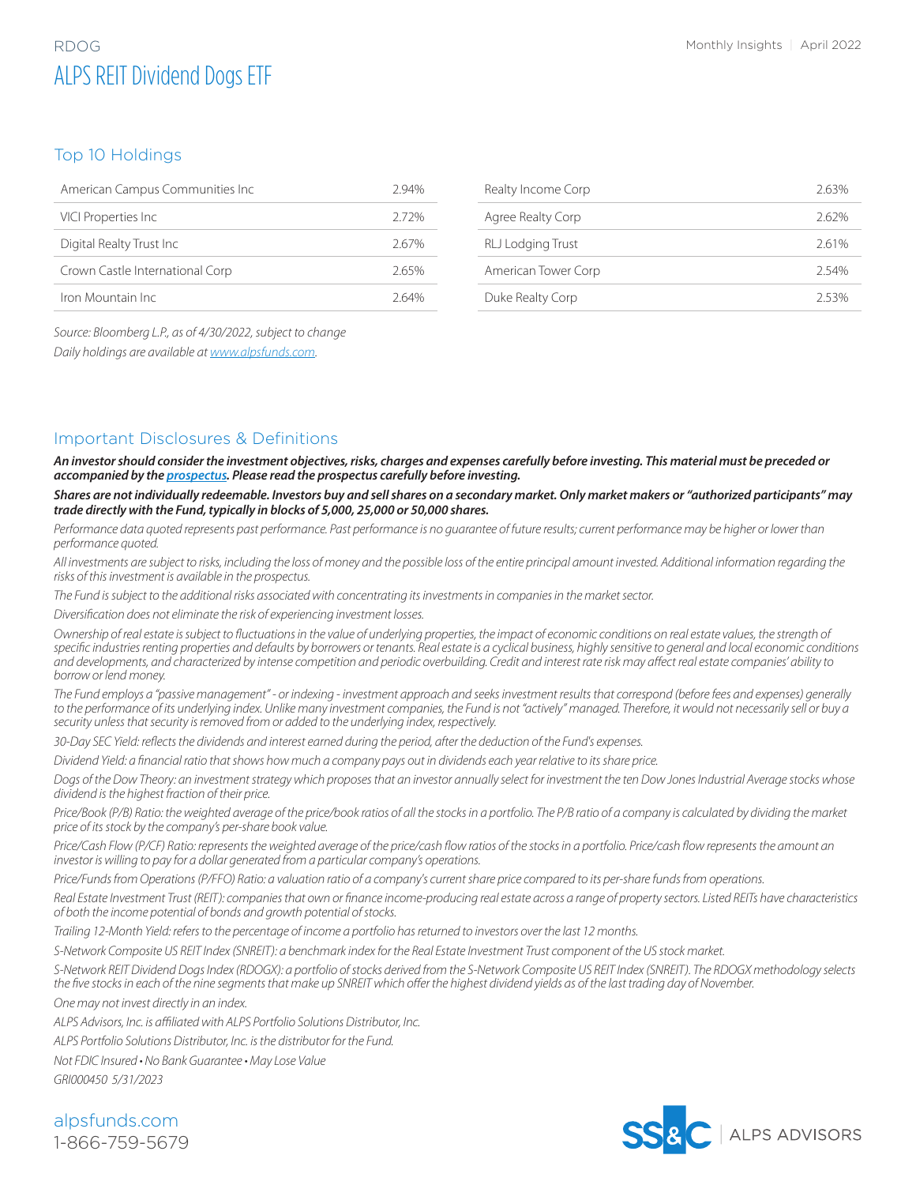# ALPS REIT Dividend Dogs ETF

RDOG

## Top 10 Holdings

| | | | |
|---|---|---|---|
| American Campus Communities Inc | 2.94% | Realty Income Corp | 2.63% |
| VICI Properties Inc | 2.72% | Agree Realty Corp | 2.62% |
| Digital Realty Trust Inc | 2.67% | RLJ Lodging Trust | 2.61% |
| Crown Castle International Corp | 2.65% | American Tower Corp | 2.54% |
| Iron Mountain Inc | 2.64% | Duke Realty Corp | 2.53% |

*Source: Bloomberg L.P., as of 4/30/2022, subject to change*

*Daily holdings are available at www.alpsfunds.com.*

## Important Disclosures & Definitions

***An investor should consider the investment objectives, risks, charges and expenses carefully before investing. This material must be preceded or accompanied by the prospectus. Please read the prospectus carefully before investing.***

***Shares are not individually redeemable. Investors buy and sell shares on a secondary market. Only market makers or "authorized participants" may trade directly with the Fund, typically in blocks of 5,000, 25,000 or 50,000 shares.***

*Performance data quoted represents past performance. Past performance is no guarantee of future results; current performance may be higher or lower than performance quoted.*

*All investments are subject to risks, including the loss of money and the possible loss of the entire principal amount invested. Additional information regarding the risks of this investment is available in the prospectus.*

*The Fund is subject to the additional risks associated with concentrating its investments in companies in the market sector.*

*Diversification does not eliminate the risk of experiencing investment losses.*

*Ownership of real estate is subject to fluctuations in the value of underlying properties, the impact of economic conditions on real estate values, the strength of specific industries renting properties and defaults by borrowers or tenants. Real estate is a cyclical business, highly sensitive to general and local economic conditions and developments, and characterized by intense competition and periodic overbuilding. Credit and interest rate risk may affect real estate companies' ability to borrow or lend money.*

*The Fund employs a "passive management" - or indexing - investment approach and seeks investment results that correspond (before fees and expenses) generally to the performance of its underlying index. Unlike many investment companies, the Fund is not "actively" managed. Therefore, it would not necessarily sell or buy a security unless that security is removed from or added to the underlying index, respectively.*

*30-Day SEC Yield: reflects the dividends and interest earned during the period, after the deduction of the Fund's expenses.*

*Dividend Yield: a financial ratio that shows how much a company pays out in dividends each year relative to its share price.*

*Dogs of the Dow Theory: an investment strategy which proposes that an investor annually select for investment the ten Dow Jones Industrial Average stocks whose dividend is the highest fraction of their price.*

*Price/Book (P/B) Ratio: the weighted average of the price/book ratios of all the stocks in a portfolio. The P/B ratio of a company is calculated by dividing the market price of its stock by the company's per-share book value.*

*Price/Cash Flow (P/CF) Ratio: represents the weighted average of the price/cash flow ratios of the stocks in a portfolio. Price/cash flow represents the amount an investor is willing to pay for a dollar generated from a particular company's operations.*

*Price/Funds from Operations (P/FFO) Ratio: a valuation ratio of a company's current share price compared to its per-share funds from operations.*

*Real Estate Investment Trust (REIT): companies that own or finance income-producing real estate across a range of property sectors. Listed REITs have characteristics of both the income potential of bonds and growth potential of stocks.*

*Trailing 12-Month Yield: refers to the percentage of income a portfolio has returned to investors over the last 12 months.*

*S-Network Composite US REIT Index (SNREIT): a benchmark index for the Real Estate Investment Trust component of the US stock market.*

*S-Network REIT Dividend Dogs Index (RDOGX): a portfolio of stocks derived from the S-Network Composite US REIT Index (SNREIT). The RDOGX methodology selects the five stocks in each of the nine segments that make up SNREIT which offer the highest dividend yields as of the last trading day of November.*

*One may not invest directly in an index.*

*ALPS Advisors, Inc. is affiliated with ALPS Portfolio Solutions Distributor, Inc.*

*ALPS Portfolio Solutions Distributor, Inc. is the distributor for the Fund.*

*Not FDIC Insured • No Bank Guarantee • May Lose Value*

*GRI000450 5/31/2023*

alpsfunds.com
1-866-759-5679

SS&C | ALPS ADVISORS